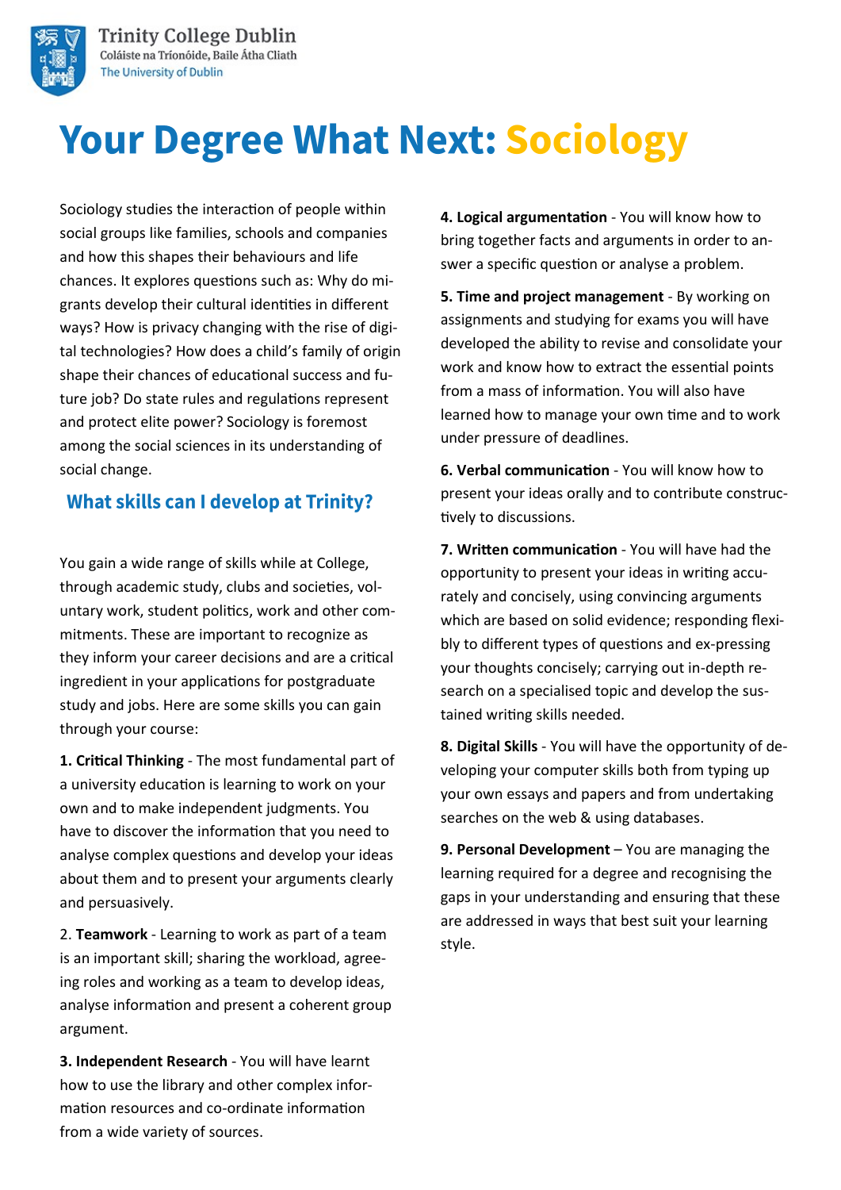Trinity College Dublin
Coláiste na Tríonóide, Baile Átha Cliath
The University of Dublin

# Your Degree What Next: Sociology

Sociology studies the interaction of people within social groups like families, schools and companies and how this shapes their behaviours and life chances. It explores questions such as: Why do migrants develop their cultural identities in different ways? How is privacy changing with the rise of digital technologies? How does a child's family of origin shape their chances of educational success and future job? Do state rules and regulations represent and protect elite power? Sociology is foremost among the social sciences in its understanding of social change.

## What skills can I develop at Trinity?

You gain a wide range of skills while at College, through academic study, clubs and societies, voluntary work, student politics, work and other commitments. These are important to recognize as they inform your career decisions and are a critical ingredient in your applications for postgraduate study and jobs. Here are some skills you can gain through your course:

**1. Critical Thinking** - The most fundamental part of a university education is learning to work on your own and to make independent judgments. You have to discover the information that you need to analyse complex questions and develop your ideas about them and to present your arguments clearly and persuasively.

2. **Teamwork** - Learning to work as part of a team is an important skill; sharing the workload, agreeing roles and working as a team to develop ideas, analyse information and present a coherent group argument.

**3. Independent Research** - You will have learnt how to use the library and other complex information resources and co-ordinate information from a wide variety of sources.

**4. Logical argumentation** - You will know how to bring together facts and arguments in order to answer a specific question or analyse a problem.

**5. Time and project management** - By working on assignments and studying for exams you will have developed the ability to revise and consolidate your work and know how to extract the essential points from a mass of information. You will also have learned how to manage your own time and to work under pressure of deadlines.

**6. Verbal communication** - You will know how to present your ideas orally and to contribute constructively to discussions.

**7. Written communication** - You will have had the opportunity to present your ideas in writing accurately and concisely, using convincing arguments which are based on solid evidence; responding flexibly to different types of questions and ex-pressing your thoughts concisely; carrying out in-depth research on a specialised topic and develop the sustained writing skills needed.

**8. Digital Skills** - You will have the opportunity of developing your computer skills both from typing up your own essays and papers and from undertaking searches on the web & using databases.

**9. Personal Development** – You are managing the learning required for a degree and recognising the gaps in your understanding and ensuring that these are addressed in ways that best suit your learning style.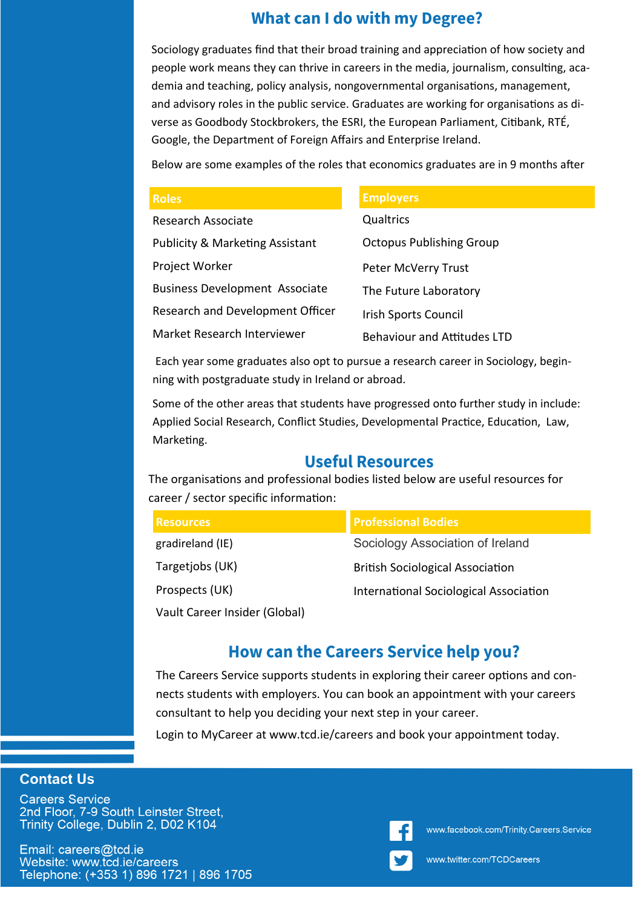## What can I do with my Degree?

Sociology graduates find that their broad training and appreciation of how society and people work means they can thrive in careers in the media, journalism, consulting, academia and teaching, policy analysis, nongovernmental organisations, management, and advisory roles in the public service. Graduates are working for organisations as diverse as Goodbody Stockbrokers, the ESRI, the European Parliament, Citibank, RTÉ, Google, the Department of Foreign Affairs and Enterprise Ireland.

Below are some examples of the roles that economics graduates are in 9 months after

| Roles | Employers |
| --- | --- |
| Research Associate | Qualtrics |
| Publicity & Marketing Assistant | Octopus Publishing Group |
| Project Worker | Peter McVerry Trust |
| Business Development Associate | The Future Laboratory |
| Research and Development Officer | Irish Sports Council |
| Market Research Interviewer | Behaviour and Attitudes LTD |

Each year some graduates also opt to pursue a research career in Sociology, beginning with postgraduate study in Ireland or abroad.

Some of the other areas that students have progressed onto further study in include: Applied Social Research, Conflict Studies, Developmental Practice, Education, Law, Marketing.

## Useful Resources

The organisations and professional bodies listed below are useful resources for career / sector specific information:

| Resources | Professional Bodies |
| --- | --- |
| gradireland (IE) | Sociology Association of Ireland |
| Targetjobs (UK) | British Sociological Association |
| Prospects (UK) | International Sociological Association |
| Vault Career Insider (Global) | |

## How can the Careers Service help you?

The Careers Service supports students in exploring their career options and connects students with employers. You can book an appointment with your careers consultant to help you deciding your next step in your career.

Login to MyCareer at www.tcd.ie/careers and book your appointment today.

### Contact Us

Careers Service
2nd Floor, 7-9 South Leinster Street,
Trinity College, Dublin 2, D02 K104

Email: careers@tcd.ie
Website: www.tcd.ie/careers
Telephone: (+353 1) 896 1721 | 896 1705

www.facebook.com/Trinity.Careers.Service

www.twitter.com/TCDCareers